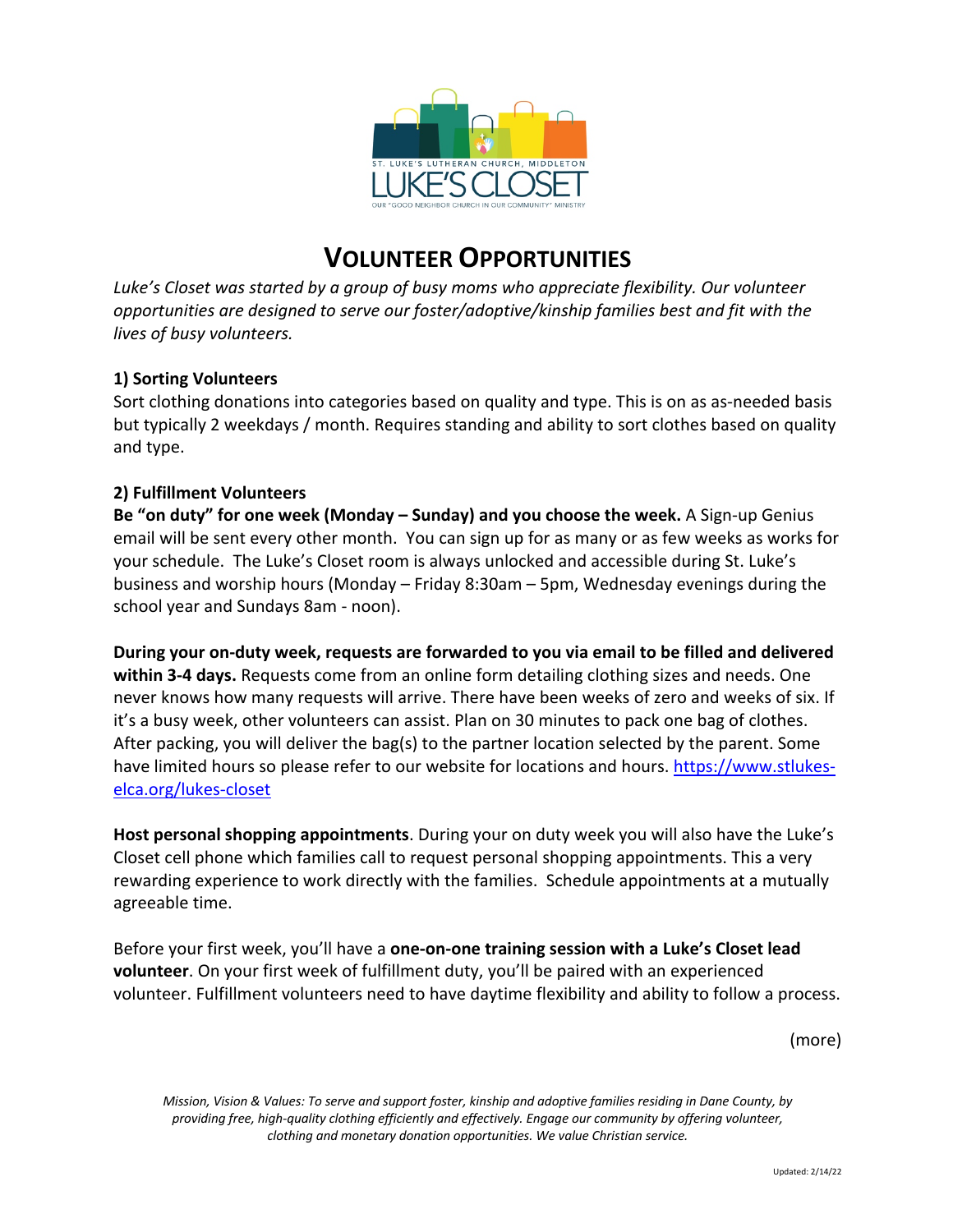ST. LUKE'S LUTHERAN CHURCH, MIDDLETON

LUKE'S CLOSET

OUR "GOOD NEIGHBOR CHURCH IN OUR COMMUNITY" MINISTRY

# VOLUNTEER OPPORTUNITIES

*Luke's Closet was started by a group of busy moms who appreciate flexibility. Our volunteer opportunities are designed to serve our foster/adoptive/kinship families best and fit with the lives of busy volunteers.*

**1) Sorting Volunteers**

Sort clothing donations into categories based on quality and type. This is on as as-needed basis but typically 2 weekdays / month. Requires standing and ability to sort clothes based on quality and type.

**2) Fulfillment Volunteers**

**Be "on duty" for one week (Monday – Sunday) and you choose the week.** A Sign-up Genius email will be sent every other month. You can sign up for as many or as few weeks as works for your schedule. The Luke's Closet room is always unlocked and accessible during St. Luke's business and worship hours (Monday – Friday 8:30am – 5pm, Wednesday evenings during the school year and Sundays 8am - noon).

**During your on-duty week, requests are forwarded to you via email to be filled and delivered within 3-4 days.** Requests come from an online form detailing clothing sizes and needs. One never knows how many requests will arrive. There have been weeks of zero and weeks of six. If it's a busy week, other volunteers can assist. Plan on 30 minutes to pack one bag of clothes. After packing, you will deliver the bag(s) to the partner location selected by the parent. Some have limited hours so please refer to our website for locations and hours. https://www.stlukes-elca.org/lukes-closet

**Host personal shopping appointments**. During your on duty week you will also have the Luke's Closet cell phone which families call to request personal shopping appointments. This a very rewarding experience to work directly with the families. Schedule appointments at a mutually agreeable time.

Before your first week, you'll have a **one-on-one training session with a Luke's Closet lead volunteer**. On your first week of fulfillment duty, you'll be paired with an experienced volunteer. Fulfillment volunteers need to have daytime flexibility and ability to follow a process.

(more)

*Mission, Vision & Values: To serve and support foster, kinship and adoptive families residing in Dane County, by providing free, high-quality clothing efficiently and effectively. Engage our community by offering volunteer, clothing and monetary donation opportunities. We value Christian service.*

Updated: 2/14/22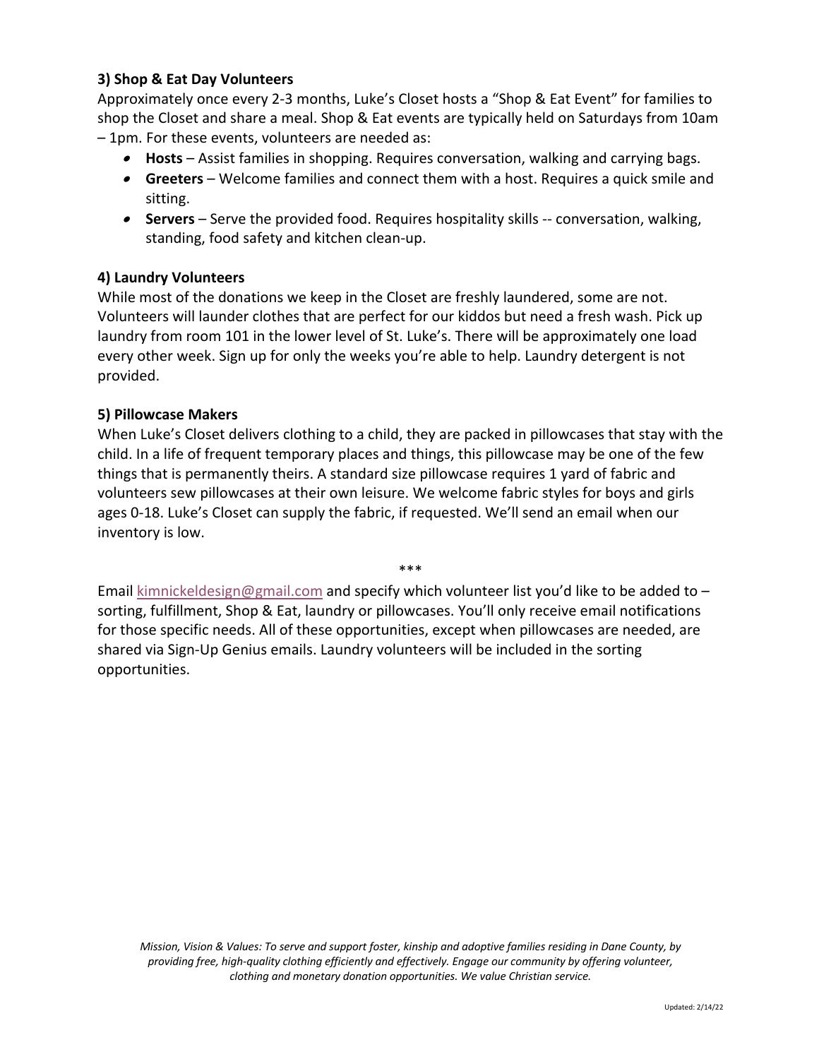**3) Shop & Eat Day Volunteers**

Approximately once every 2-3 months, Luke's Closet hosts a "Shop & Eat Event" for families to shop the Closet and share a meal. Shop & Eat events are typically held on Saturdays from 10am – 1pm. For these events, volunteers are needed as:

- **Hosts** – Assist families in shopping. Requires conversation, walking and carrying bags.
- **Greeters** – Welcome families and connect them with a host. Requires a quick smile and sitting.
- **Servers** – Serve the provided food. Requires hospitality skills -- conversation, walking, standing, food safety and kitchen clean-up.

**4) Laundry Volunteers**

While most of the donations we keep in the Closet are freshly laundered, some are not. Volunteers will launder clothes that are perfect for our kiddos but need a fresh wash. Pick up laundry from room 101 in the lower level of St. Luke's. There will be approximately one load every other week. Sign up for only the weeks you're able to help. Laundry detergent is not provided.

**5) Pillowcase Makers**

When Luke's Closet delivers clothing to a child, they are packed in pillowcases that stay with the child. In a life of frequent temporary places and things, this pillowcase may be one of the few things that is permanently theirs. A standard size pillowcase requires 1 yard of fabric and volunteers sew pillowcases at their own leisure. We welcome fabric styles for boys and girls ages 0-18. Luke's Closet can supply the fabric, if requested. We'll send an email when our inventory is low.

\*\*\*

Email kimnickeldesign@gmail.com and specify which volunteer list you'd like to be added to – sorting, fulfillment, Shop & Eat, laundry or pillowcases. You'll only receive email notifications for those specific needs. All of these opportunities, except when pillowcases are needed, are shared via Sign-Up Genius emails. Laundry volunteers will be included in the sorting opportunities.

*Mission, Vision & Values: To serve and support foster, kinship and adoptive families residing in Dane County, by providing free, high-quality clothing efficiently and effectively. Engage our community by offering volunteer, clothing and monetary donation opportunities. We value Christian service.*

Updated: 2/14/22